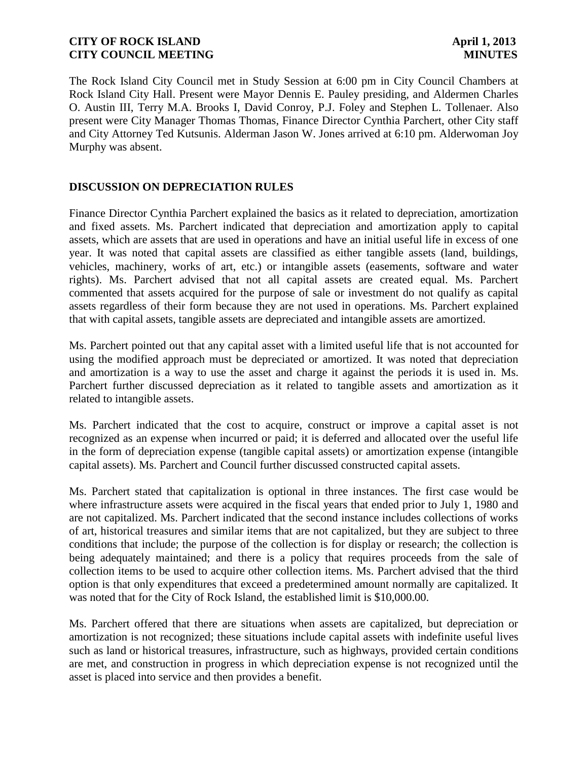The Rock Island City Council met in Study Session at 6:00 pm in City Council Chambers at Rock Island City Hall. Present were Mayor Dennis E. Pauley presiding, and Aldermen Charles O. Austin III, Terry M.A. Brooks I, David Conroy, P.J. Foley and Stephen L. Tollenaer. Also present were City Manager Thomas Thomas, Finance Director Cynthia Parchert, other City staff and City Attorney Ted Kutsunis. Alderman Jason W. Jones arrived at 6:10 pm. Alderwoman Joy Murphy was absent.

## DISCUSSION ON DEPRECIATION RULES

Finance Director Cynthia Parchert explained the basics as it related to depreciation, amortization and fixed assets. Ms. Parchert indicated that depreciation and amortization apply to capital assets, which are assets that are used in operations and have an initial useful life in excess of one year. It was noted that capital assets are classified as either tangible assets (land, buildings, vehicles, machinery, works of art, etc.) or intangible assets (easements, software and water rights). Ms. Parchert advised that not all capital assets are created equal. Ms. Parchert commented that assets acquired for the purpose of sale or investment do not qualify as capital assets regardless of their form because they are not used in operations. Ms. Parchert explained that with capital assets, tangible assets are depreciated and intangible assets are amortized.

Ms. Parchert pointed out that any capital asset with a limited useful life that is not accounted for using the modified approach must be depreciated or amortized. It was noted that depreciation and amortization is a way to use the asset and charge it against the periods it is used in. Ms. Parchert further discussed depreciation as it related to tangible assets and amortization as it related to intangible assets.

Ms. Parchert indicated that the cost to acquire, construct or improve a capital asset is not recognized as an expense when incurred or paid; it is deferred and allocated over the useful life in the form of depreciation expense (tangible capital assets) or amortization expense (intangible capital assets). Ms. Parchert and Council further discussed constructed capital assets.

Ms. Parchert stated that capitalization is optional in three instances. The first case would be where infrastructure assets were acquired in the fiscal years that ended prior to July 1, 1980 and are not capitalized. Ms. Parchert indicated that the second instance includes collections of works of art, historical treasures and similar items that are not capitalized, but they are subject to three conditions that include; the purpose of the collection is for display or research; the collection is being adequately maintained; and there is a policy that requires proceeds from the sale of collection items to be used to acquire other collection items. Ms. Parchert advised that the third option is that only expenditures that exceed a predetermined amount normally are capitalized. It was noted that for the City of Rock Island, the established limit is $10,000.00.

Ms. Parchert offered that there are situations when assets are capitalized, but depreciation or amortization is not recognized; these situations include capital assets with indefinite useful lives such as land or historical treasures, infrastructure, such as highways, provided certain conditions are met, and construction in progress in which depreciation expense is not recognized until the asset is placed into service and then provides a benefit.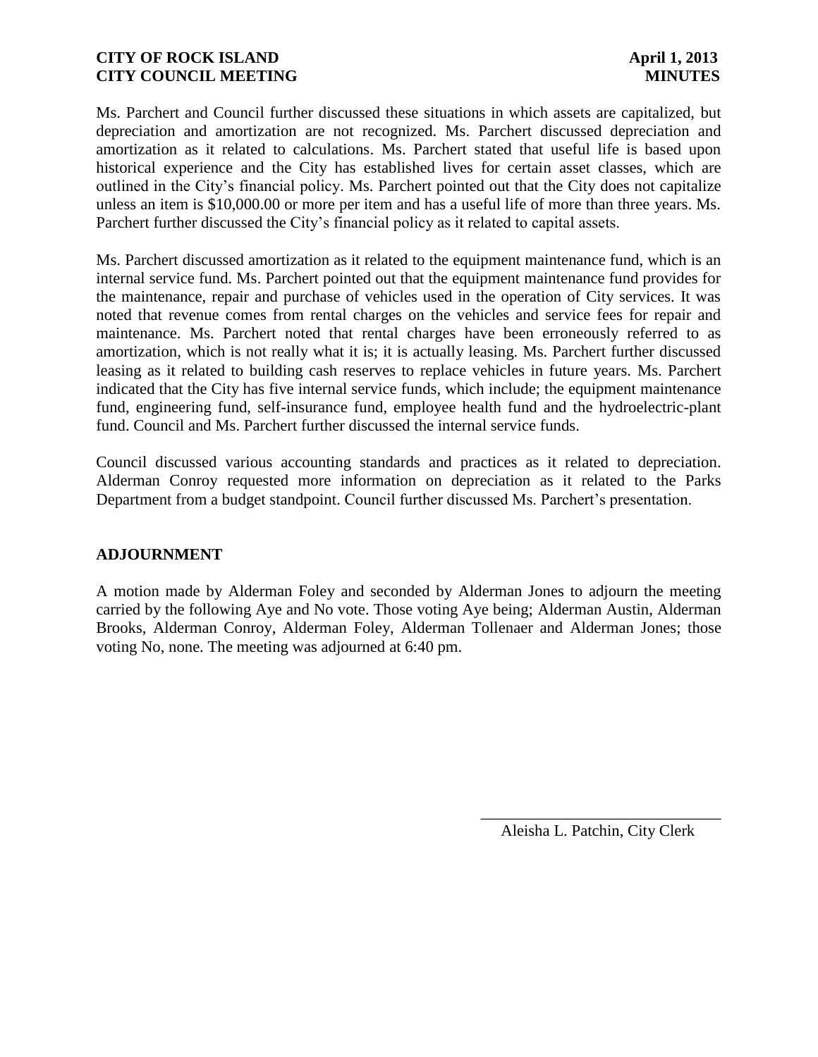Ms. Parchert and Council further discussed these situations in which assets are capitalized, but depreciation and amortization are not recognized. Ms. Parchert discussed depreciation and amortization as it related to calculations. Ms. Parchert stated that useful life is based upon historical experience and the City has established lives for certain asset classes, which are outlined in the City's financial policy. Ms. Parchert pointed out that the City does not capitalize unless an item is $10,000.00 or more per item and has a useful life of more than three years. Ms. Parchert further discussed the City's financial policy as it related to capital assets.

Ms. Parchert discussed amortization as it related to the equipment maintenance fund, which is an internal service fund. Ms. Parchert pointed out that the equipment maintenance fund provides for the maintenance, repair and purchase of vehicles used in the operation of City services. It was noted that revenue comes from rental charges on the vehicles and service fees for repair and maintenance. Ms. Parchert noted that rental charges have been erroneously referred to as amortization, which is not really what it is; it is actually leasing. Ms. Parchert further discussed leasing as it related to building cash reserves to replace vehicles in future years. Ms. Parchert indicated that the City has five internal service funds, which include; the equipment maintenance fund, engineering fund, self-insurance fund, employee health fund and the hydroelectric-plant fund. Council and Ms. Parchert further discussed the internal service funds.

Council discussed various accounting standards and practices as it related to depreciation. Alderman Conroy requested more information on depreciation as it related to the Parks Department from a budget standpoint. Council further discussed Ms. Parchert's presentation.

**ADJOURNMENT**

A motion made by Alderman Foley and seconded by Alderman Jones to adjourn the meeting carried by the following Aye and No vote. Those voting Aye being; Alderman Austin, Alderman Brooks, Alderman Conroy, Alderman Foley, Alderman Tollenaer and Alderman Jones; those voting No, none. The meeting was adjourned at 6:40 pm.

\_\_\_\_\_\_\_\_\_\_\_\_\_\_\_\_\_\_\_\_\_\_\_\_\_\_\_\_\_\_

Aleisha L. Patchin, City Clerk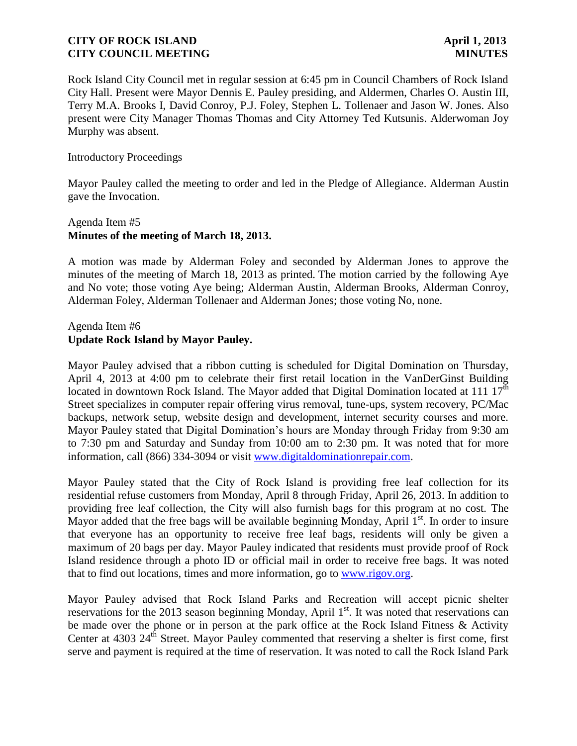Rock Island City Council met in regular session at 6:45 pm in Council Chambers of Rock Island City Hall. Present were Mayor Dennis E. Pauley presiding, and Aldermen, Charles O. Austin III, Terry M.A. Brooks I, David Conroy, P.J. Foley, Stephen L. Tollenaer and Jason W. Jones. Also present were City Manager Thomas Thomas and City Attorney Ted Kutsunis. Alderwoman Joy Murphy was absent.

Introductory Proceedings

Mayor Pauley called the meeting to order and led in the Pledge of Allegiance. Alderman Austin gave the Invocation.

Agenda Item #5
**Minutes of the meeting of March 18, 2013.**

A motion was made by Alderman Foley and seconded by Alderman Jones to approve the minutes of the meeting of March 18, 2013 as printed. The motion carried by the following Aye and No vote; those voting Aye being; Alderman Austin, Alderman Brooks, Alderman Conroy, Alderman Foley, Alderman Tollenaer and Alderman Jones; those voting No, none.

Agenda Item #6
**Update Rock Island by Mayor Pauley.**

Mayor Pauley advised that a ribbon cutting is scheduled for Digital Domination on Thursday, April 4, 2013 at 4:00 pm to celebrate their first retail location in the VanDerGinst Building located in downtown Rock Island. The Mayor added that Digital Domination located at 111 17th Street specializes in computer repair offering virus removal, tune-ups, system recovery, PC/Mac backups, network setup, website design and development, internet security courses and more. Mayor Pauley stated that Digital Domination's hours are Monday through Friday from 9:30 am to 7:30 pm and Saturday and Sunday from 10:00 am to 2:30 pm. It was noted that for more information, call (866) 334-3094 or visit www.digitaldominationrepair.com.

Mayor Pauley stated that the City of Rock Island is providing free leaf collection for its residential refuse customers from Monday, April 8 through Friday, April 26, 2013. In addition to providing free leaf collection, the City will also furnish bags for this program at no cost. The Mayor added that the free bags will be available beginning Monday, April 1st. In order to insure that everyone has an opportunity to receive free leaf bags, residents will only be given a maximum of 20 bags per day. Mayor Pauley indicated that residents must provide proof of Rock Island residence through a photo ID or official mail in order to receive free bags. It was noted that to find out locations, times and more information, go to www.rigov.org.

Mayor Pauley advised that Rock Island Parks and Recreation will accept picnic shelter reservations for the 2013 season beginning Monday, April 1st. It was noted that reservations can be made over the phone or in person at the park office at the Rock Island Fitness & Activity Center at 4303 24th Street. Mayor Pauley commented that reserving a shelter is first come, first serve and payment is required at the time of reservation. It was noted to call the Rock Island Park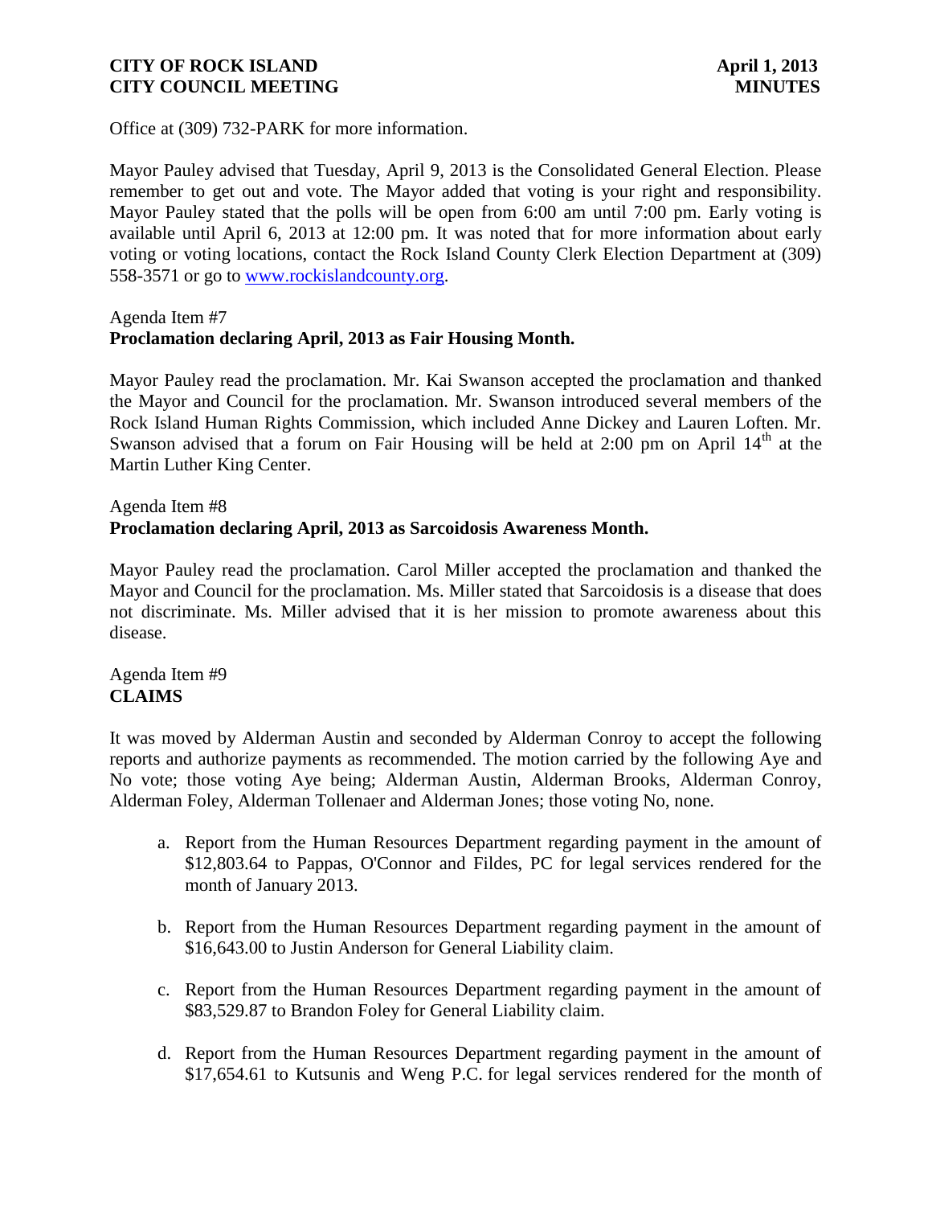Office at (309) 732-PARK for more information.

Mayor Pauley advised that Tuesday, April 9, 2013 is the Consolidated General Election. Please remember to get out and vote. The Mayor added that voting is your right and responsibility. Mayor Pauley stated that the polls will be open from 6:00 am until 7:00 pm. Early voting is available until April 6, 2013 at 12:00 pm. It was noted that for more information about early voting or voting locations, contact the Rock Island County Clerk Election Department at (309) 558-3571 or go to www.rockislandcounty.org.

Agenda Item #7
**Proclamation declaring April, 2013 as Fair Housing Month.**

Mayor Pauley read the proclamation. Mr. Kai Swanson accepted the proclamation and thanked the Mayor and Council for the proclamation. Mr. Swanson introduced several members of the Rock Island Human Rights Commission, which included Anne Dickey and Lauren Loften. Mr. Swanson advised that a forum on Fair Housing will be held at 2:00 pm on April 14th at the Martin Luther King Center.

Agenda Item #8
**Proclamation declaring April, 2013 as Sarcoidosis Awareness Month.**

Mayor Pauley read the proclamation. Carol Miller accepted the proclamation and thanked the Mayor and Council for the proclamation. Ms. Miller stated that Sarcoidosis is a disease that does not discriminate. Ms. Miller advised that it is her mission to promote awareness about this disease.

Agenda Item #9
**CLAIMS**

It was moved by Alderman Austin and seconded by Alderman Conroy to accept the following reports and authorize payments as recommended. The motion carried by the following Aye and No vote; those voting Aye being; Alderman Austin, Alderman Brooks, Alderman Conroy, Alderman Foley, Alderman Tollenaer and Alderman Jones; those voting No, none.

a. Report from the Human Resources Department regarding payment in the amount of $12,803.64 to Pappas, O'Connor and Fildes, PC for legal services rendered for the month of January 2013.

b. Report from the Human Resources Department regarding payment in the amount of $16,643.00 to Justin Anderson for General Liability claim.

c. Report from the Human Resources Department regarding payment in the amount of $83,529.87 to Brandon Foley for General Liability claim.

d. Report from the Human Resources Department regarding payment in the amount of $17,654.61 to Kutsunis and Weng P.C. for legal services rendered for the month of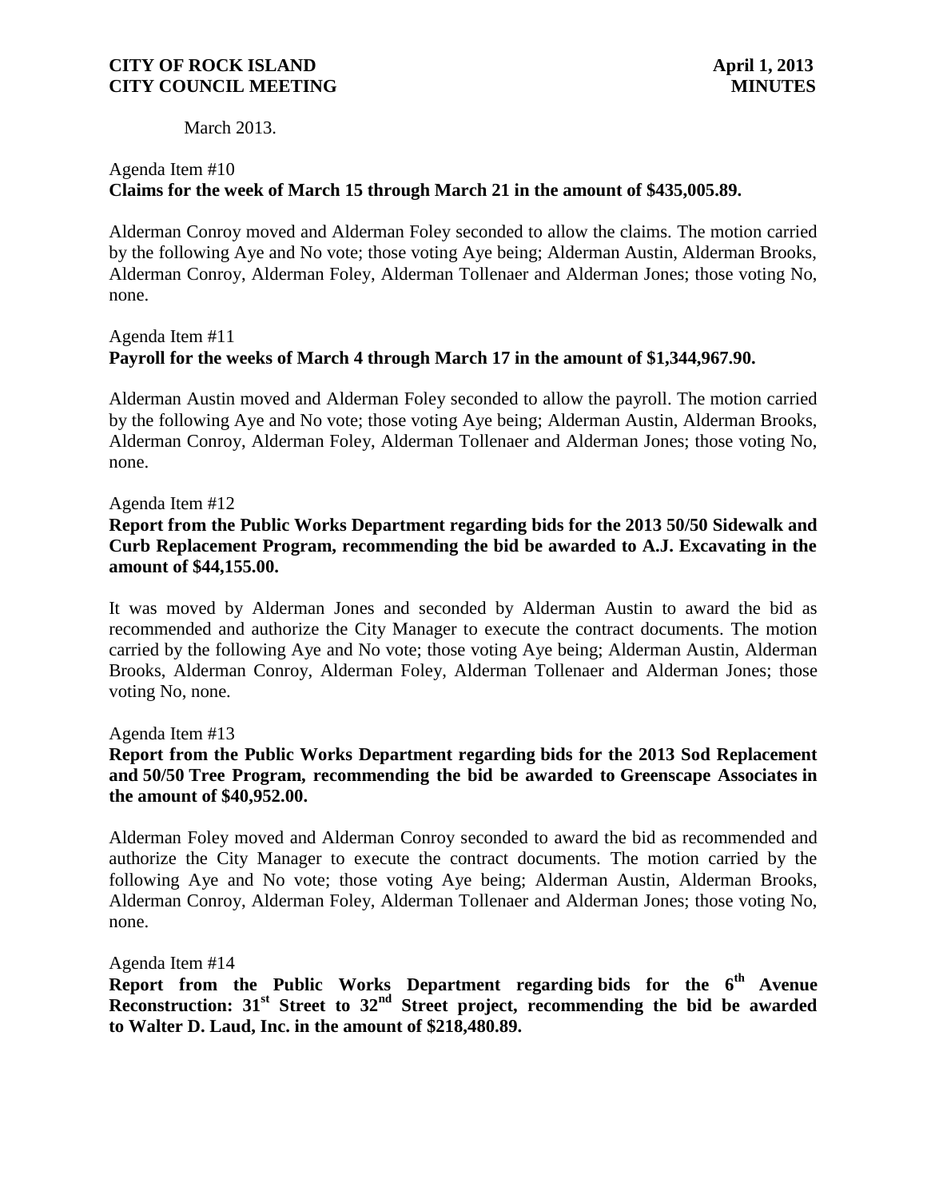March 2013.

Agenda Item #10
**Claims for the week of March 15 through March 21 in the amount of $435,005.89.**

Alderman Conroy moved and Alderman Foley seconded to allow the claims. The motion carried by the following Aye and No vote; those voting Aye being; Alderman Austin, Alderman Brooks, Alderman Conroy, Alderman Foley, Alderman Tollenaer and Alderman Jones; those voting No, none.

Agenda Item #11
**Payroll for the weeks of March 4 through March 17 in the amount of $1,344,967.90.**

Alderman Austin moved and Alderman Foley seconded to allow the payroll. The motion carried by the following Aye and No vote; those voting Aye being; Alderman Austin, Alderman Brooks, Alderman Conroy, Alderman Foley, Alderman Tollenaer and Alderman Jones; those voting No, none.

Agenda Item #12
**Report from the Public Works Department regarding bids for the 2013 50/50 Sidewalk and Curb Replacement Program, recommending the bid be awarded to A.J. Excavating in the amount of $44,155.00.**

It was moved by Alderman Jones and seconded by Alderman Austin to award the bid as recommended and authorize the City Manager to execute the contract documents. The motion carried by the following Aye and No vote; those voting Aye being; Alderman Austin, Alderman Brooks, Alderman Conroy, Alderman Foley, Alderman Tollenaer and Alderman Jones; those voting No, none.

Agenda Item #13
**Report from the Public Works Department regarding bids for the 2013 Sod Replacement and 50/50 Tree Program, recommending the bid be awarded to Greenscape Associates in the amount of $40,952.00.**

Alderman Foley moved and Alderman Conroy seconded to award the bid as recommended and authorize the City Manager to execute the contract documents. The motion carried by the following Aye and No vote; those voting Aye being; Alderman Austin, Alderman Brooks, Alderman Conroy, Alderman Foley, Alderman Tollenaer and Alderman Jones; those voting No, none.

Agenda Item #14
**Report from the Public Works Department regarding bids for the 6th Avenue Reconstruction: 31st Street to 32nd Street project, recommending the bid be awarded to Walter D. Laud, Inc. in the amount of $218,480.89.**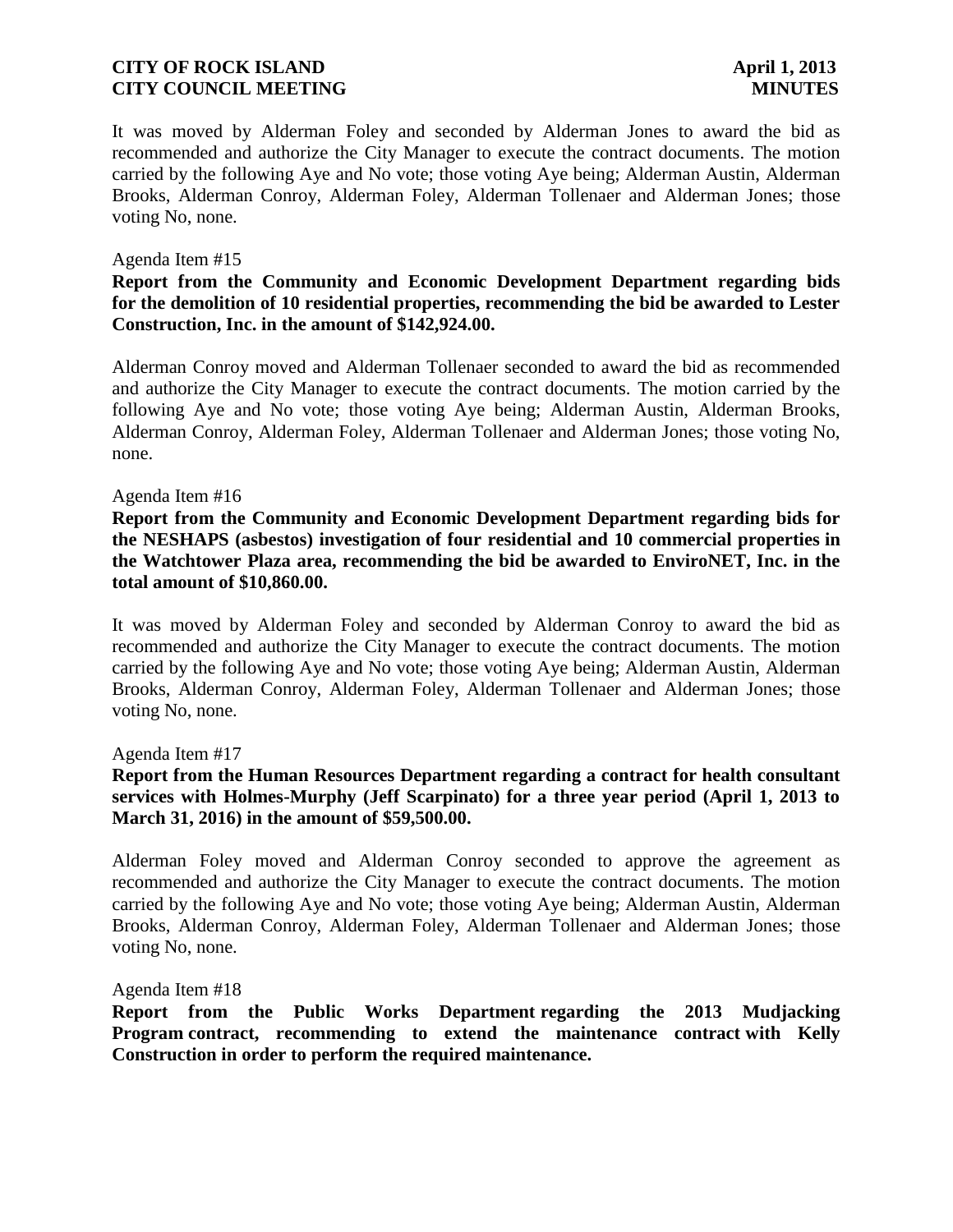It was moved by Alderman Foley and seconded by Alderman Jones to award the bid as recommended and authorize the City Manager to execute the contract documents. The motion carried by the following Aye and No vote; those voting Aye being; Alderman Austin, Alderman Brooks, Alderman Conroy, Alderman Foley, Alderman Tollenaer and Alderman Jones; those voting No, none.

Agenda Item #15

**Report from the Community and Economic Development Department regarding bids for the demolition of 10 residential properties, recommending the bid be awarded to Lester Construction, Inc. in the amount of $142,924.00.**

Alderman Conroy moved and Alderman Tollenaer seconded to award the bid as recommended and authorize the City Manager to execute the contract documents. The motion carried by the following Aye and No vote; those voting Aye being; Alderman Austin, Alderman Brooks, Alderman Conroy, Alderman Foley, Alderman Tollenaer and Alderman Jones; those voting No, none.

Agenda Item #16

**Report from the Community and Economic Development Department regarding bids for the NESHAPS (asbestos) investigation of four residential and 10 commercial properties in the Watchtower Plaza area, recommending the bid be awarded to EnviroNET, Inc. in the total amount of $10,860.00.**

It was moved by Alderman Foley and seconded by Alderman Conroy to award the bid as recommended and authorize the City Manager to execute the contract documents. The motion carried by the following Aye and No vote; those voting Aye being; Alderman Austin, Alderman Brooks, Alderman Conroy, Alderman Foley, Alderman Tollenaer and Alderman Jones; those voting No, none.

Agenda Item #17

**Report from the Human Resources Department regarding a contract for health consultant services with Holmes-Murphy (Jeff Scarpinato) for a three year period (April 1, 2013 to March 31, 2016) in the amount of $59,500.00.**

Alderman Foley moved and Alderman Conroy seconded to approve the agreement as recommended and authorize the City Manager to execute the contract documents. The motion carried by the following Aye and No vote; those voting Aye being; Alderman Austin, Alderman Brooks, Alderman Conroy, Alderman Foley, Alderman Tollenaer and Alderman Jones; those voting No, none.

Agenda Item #18

**Report from the Public Works Department regarding the 2013 Mudjacking Program contract, recommending to extend the maintenance contract with Kelly Construction in order to perform the required maintenance.**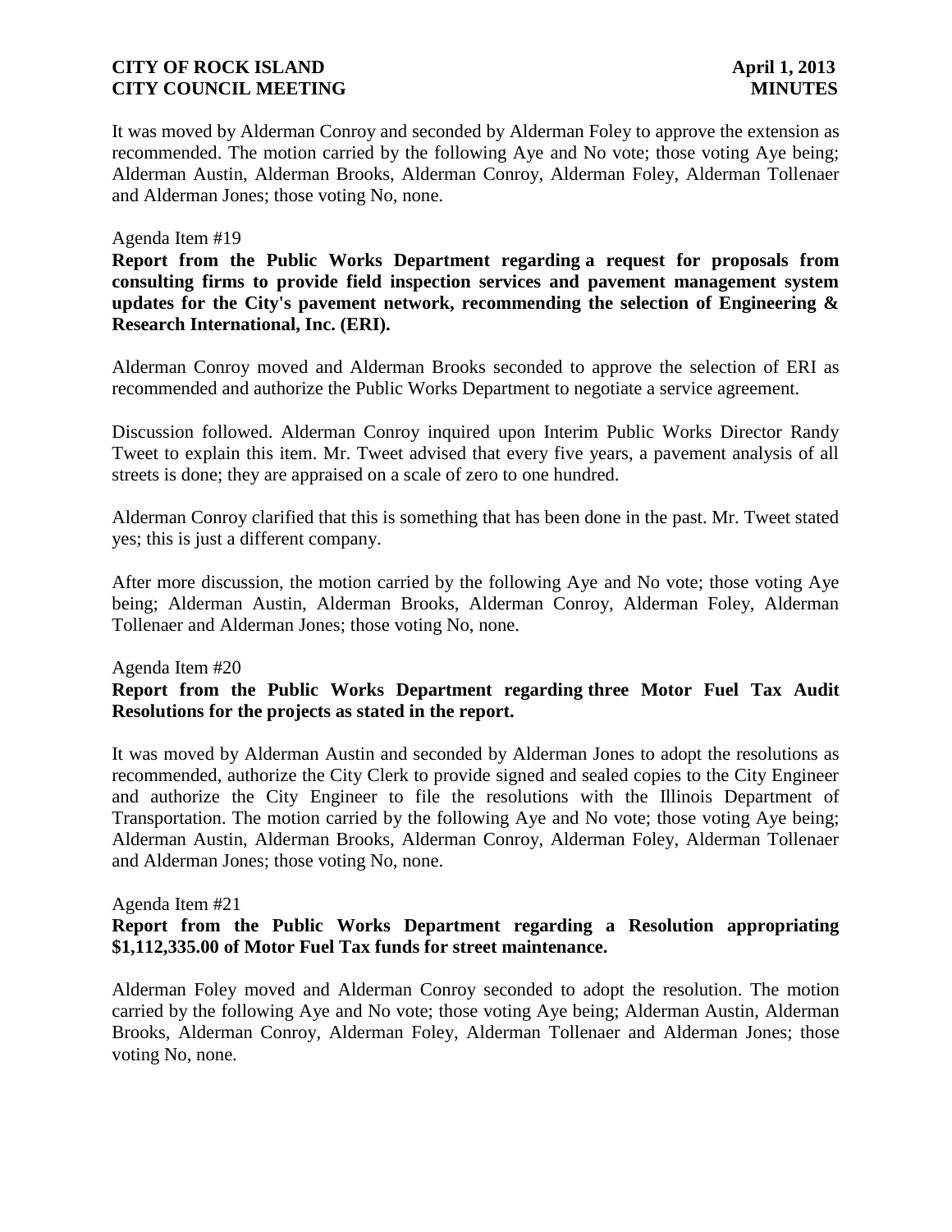It was moved by Alderman Conroy and seconded by Alderman Foley to approve the extension as recommended. The motion carried by the following Aye and No vote; those voting Aye being; Alderman Austin, Alderman Brooks, Alderman Conroy, Alderman Foley, Alderman Tollenaer and Alderman Jones; those voting No, none.

Agenda Item #19

**Report from the Public Works Department regarding a request for proposals from consulting firms to provide field inspection services and pavement management system updates for the City's pavement network, recommending the selection of Engineering & Research International, Inc. (ERI).**

Alderman Conroy moved and Alderman Brooks seconded to approve the selection of ERI as recommended and authorize the Public Works Department to negotiate a service agreement.

Discussion followed. Alderman Conroy inquired upon Interim Public Works Director Randy Tweet to explain this item. Mr. Tweet advised that every five years, a pavement analysis of all streets is done; they are appraised on a scale of zero to one hundred.

Alderman Conroy clarified that this is something that has been done in the past. Mr. Tweet stated yes; this is just a different company.

After more discussion, the motion carried by the following Aye and No vote; those voting Aye being; Alderman Austin, Alderman Brooks, Alderman Conroy, Alderman Foley, Alderman Tollenaer and Alderman Jones; those voting No, none.

Agenda Item #20

**Report from the Public Works Department regarding three Motor Fuel Tax Audit Resolutions for the projects as stated in the report.**

It was moved by Alderman Austin and seconded by Alderman Jones to adopt the resolutions as recommended, authorize the City Clerk to provide signed and sealed copies to the City Engineer and authorize the City Engineer to file the resolutions with the Illinois Department of Transportation. The motion carried by the following Aye and No vote; those voting Aye being; Alderman Austin, Alderman Brooks, Alderman Conroy, Alderman Foley, Alderman Tollenaer and Alderman Jones; those voting No, none.

Agenda Item #21

**Report from the Public Works Department regarding a Resolution appropriating $1,112,335.00 of Motor Fuel Tax funds for street maintenance.**

Alderman Foley moved and Alderman Conroy seconded to adopt the resolution. The motion carried by the following Aye and No vote; those voting Aye being; Alderman Austin, Alderman Brooks, Alderman Conroy, Alderman Foley, Alderman Tollenaer and Alderman Jones; those voting No, none.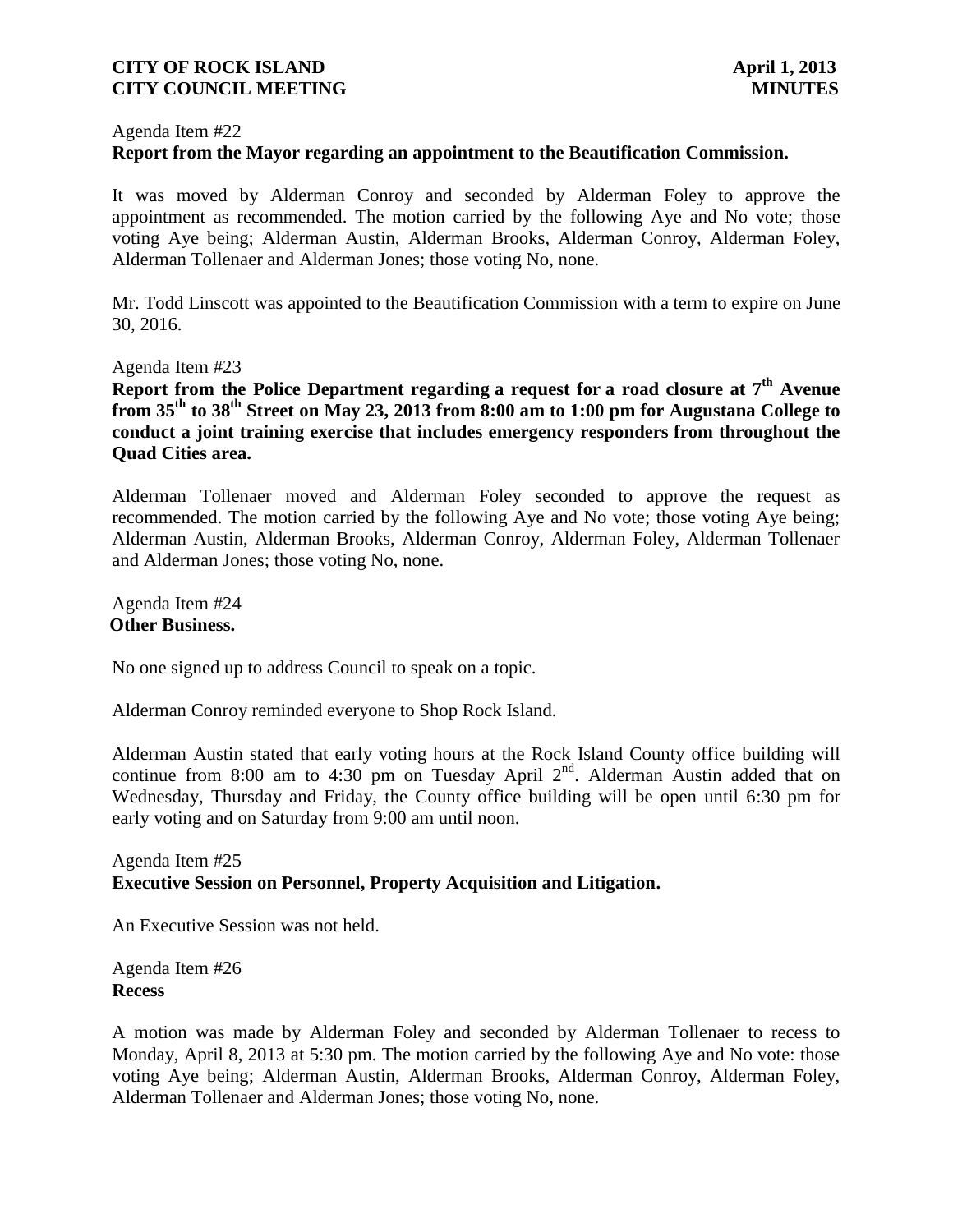Agenda Item #22
**Report from the Mayor regarding an appointment to the Beautification Commission.**

It was moved by Alderman Conroy and seconded by Alderman Foley to approve the appointment as recommended. The motion carried by the following Aye and No vote; those voting Aye being; Alderman Austin, Alderman Brooks, Alderman Conroy, Alderman Foley, Alderman Tollenaer and Alderman Jones; those voting No, none.

Mr. Todd Linscott was appointed to the Beautification Commission with a term to expire on June 30, 2016.

Agenda Item #23
**Report from the Police Department regarding a request for a road closure at 7th Avenue from 35th to 38th Street on May 23, 2013 from 8:00 am to 1:00 pm for Augustana College to conduct a joint training exercise that includes emergency responders from throughout the Quad Cities area.**

Alderman Tollenaer moved and Alderman Foley seconded to approve the request as recommended. The motion carried by the following Aye and No vote; those voting Aye being; Alderman Austin, Alderman Brooks, Alderman Conroy, Alderman Foley, Alderman Tollenaer and Alderman Jones; those voting No, none.

Agenda Item #24
**Other Business.**

No one signed up to address Council to speak on a topic.

Alderman Conroy reminded everyone to Shop Rock Island.

Alderman Austin stated that early voting hours at the Rock Island County office building will continue from 8:00 am to 4:30 pm on Tuesday April 2nd. Alderman Austin added that on Wednesday, Thursday and Friday, the County office building will be open until 6:30 pm for early voting and on Saturday from 9:00 am until noon.

Agenda Item #25
**Executive Session on Personnel, Property Acquisition and Litigation.**

An Executive Session was not held.

Agenda Item #26
**Recess**

A motion was made by Alderman Foley and seconded by Alderman Tollenaer to recess to Monday, April 8, 2013 at 5:30 pm. The motion carried by the following Aye and No vote: those voting Aye being; Alderman Austin, Alderman Brooks, Alderman Conroy, Alderman Foley, Alderman Tollenaer and Alderman Jones; those voting No, none.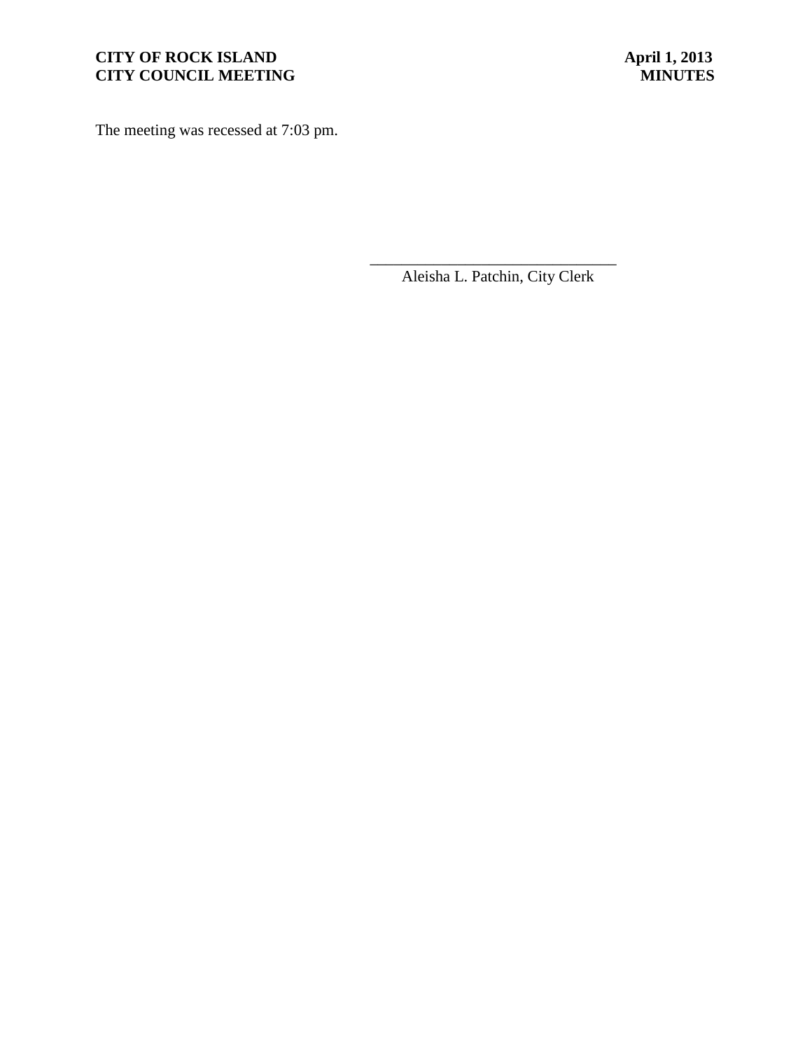The meeting was recessed at 7:03 pm.

\_\_\_\_\_\_\_\_\_\_\_\_\_\_\_\_\_\_\_\_\_\_\_\_\_\_\_\_\_\_\_

Aleisha L. Patchin, City Clerk